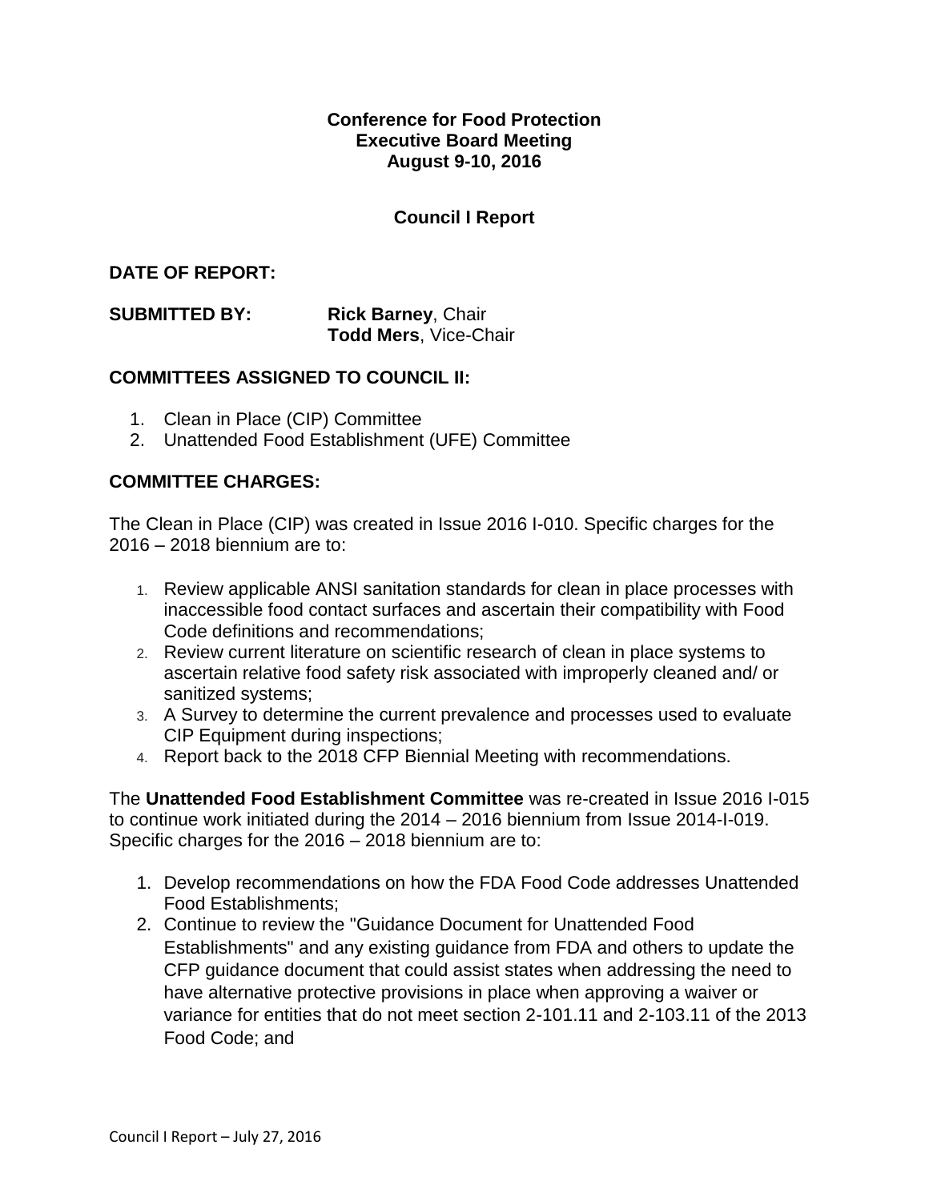**Conference for Food Protection**
**Executive Board Meeting**
**August 9-10, 2016**

**Council I Report**

**DATE OF REPORT:**

**SUBMITTED BY:** **Rick Barney**, Chair
**Todd Mers**, Vice-Chair

**COMMITTEES ASSIGNED TO COUNCIL II:**

1. Clean in Place (CIP) Committee
2. Unattended Food Establishment (UFE) Committee

**COMMITTEE CHARGES:**

The Clean in Place (CIP) was created in Issue 2016 I-010. Specific charges for the 2016 – 2018 biennium are to:

1. Review applicable ANSI sanitation standards for clean in place processes with inaccessible food contact surfaces and ascertain their compatibility with Food Code definitions and recommendations;
2. Review current literature on scientific research of clean in place systems to ascertain relative food safety risk associated with improperly cleaned and/ or sanitized systems;
3. A Survey to determine the current prevalence and processes used to evaluate CIP Equipment during inspections;
4. Report back to the 2018 CFP Biennial Meeting with recommendations.

The **Unattended Food Establishment Committee** was re-created in Issue 2016 I-015 to continue work initiated during the 2014 – 2016 biennium from Issue 2014-I-019. Specific charges for the 2016 – 2018 biennium are to:

1. Develop recommendations on how the FDA Food Code addresses Unattended Food Establishments;
2. Continue to review the "Guidance Document for Unattended Food Establishments" and any existing guidance from FDA and others to update the CFP guidance document that could assist states when addressing the need to have alternative protective provisions in place when approving a waiver or variance for entities that do not meet section 2-101.11 and 2-103.11 of the 2013 Food Code; and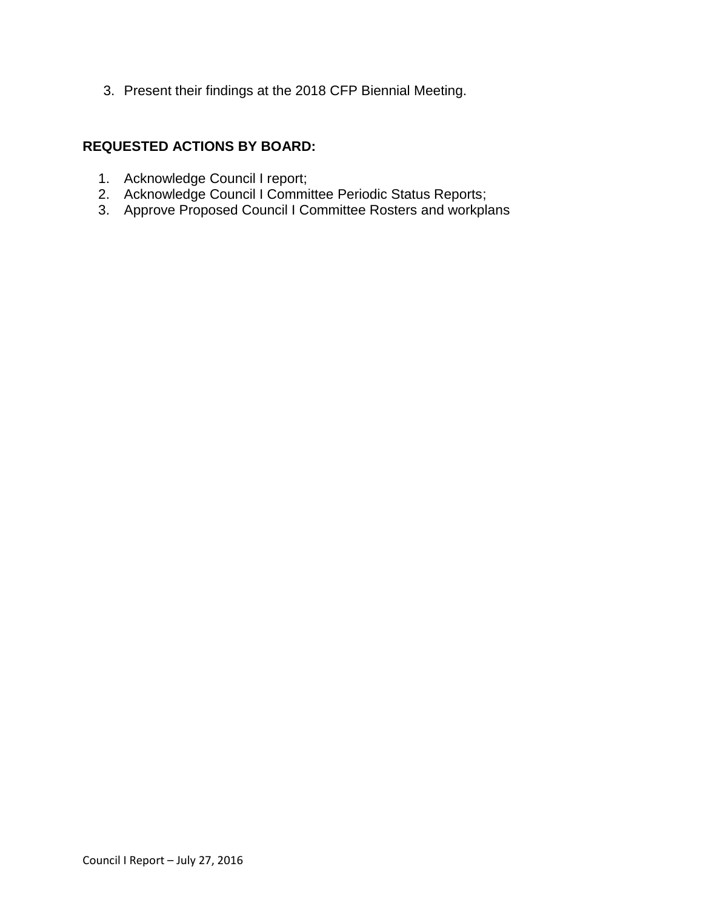3. Present their findings at the 2018 CFP Biennial Meeting.

**REQUESTED ACTIONS BY BOARD:**

1. Acknowledge Council I report;
2. Acknowledge Council I Committee Periodic Status Reports;
3. Approve Proposed Council I Committee Rosters and workplans